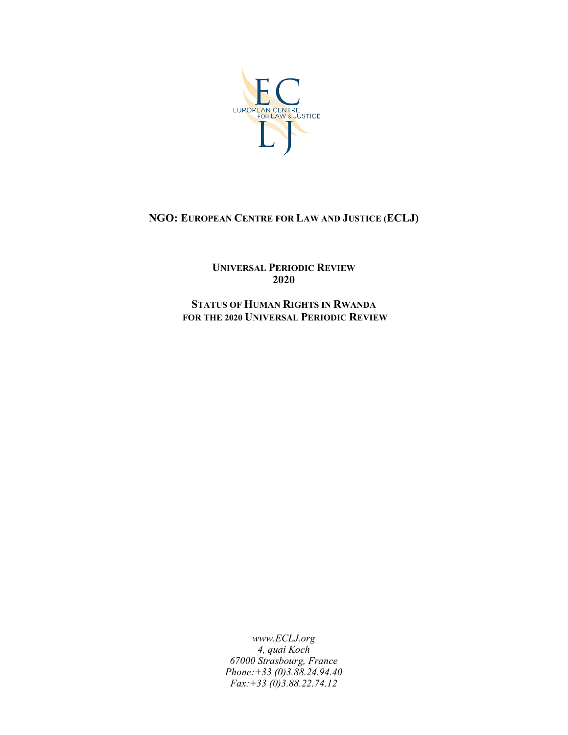**NGO: EUROPEAN CENTRE FOR LAW AND JUSTICE (ECLJ)**

**UNIVERSAL PERIODIC REVIEW**
**2020**

**STATUS OF HUMAN RIGHTS IN RWANDA**
**FOR THE 2020 UNIVERSAL PERIODIC REVIEW**

*www.ECLJ.org*
*4, quai Koch*
*67000 Strasbourg, France*
*Phone:+33 (0)3.88.24.94.40*
*Fax:+33 (0)3.88.22.74.12*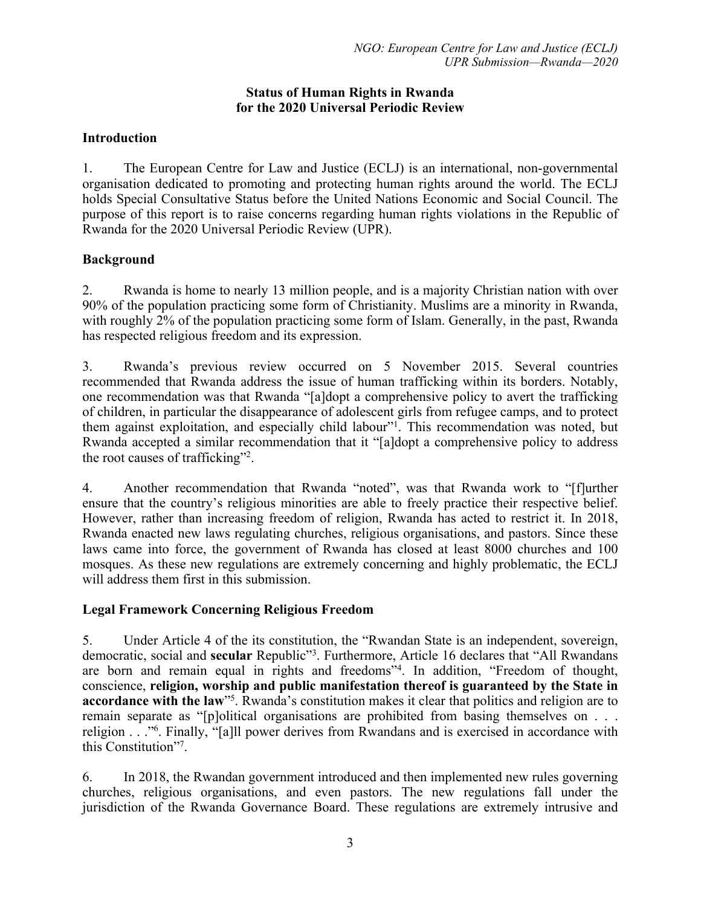## Status of Human Rights in Rwanda for the 2020 Universal Periodic Review

### Introduction

1. The European Centre for Law and Justice (ECLJ) is an international, non-governmental organisation dedicated to promoting and protecting human rights around the world. The ECLJ holds Special Consultative Status before the United Nations Economic and Social Council. The purpose of this report is to raise concerns regarding human rights violations in the Republic of Rwanda for the 2020 Universal Periodic Review (UPR).

### Background

2. Rwanda is home to nearly 13 million people, and is a majority Christian nation with over 90% of the population practicing some form of Christianity. Muslims are a minority in Rwanda, with roughly 2% of the population practicing some form of Islam. Generally, in the past, Rwanda has respected religious freedom and its expression.

3. Rwanda's previous review occurred on 5 November 2015. Several countries recommended that Rwanda address the issue of human trafficking within its borders. Notably, one recommendation was that Rwanda "[a]dopt a comprehensive policy to avert the trafficking of children, in particular the disappearance of adolescent girls from refugee camps, and to protect them against exploitation, and especially child labour"[1]. This recommendation was noted, but Rwanda accepted a similar recommendation that it "[a]dopt a comprehensive policy to address the root causes of trafficking"[2].

4. Another recommendation that Rwanda "noted", was that Rwanda work to "[f]urther ensure that the country's religious minorities are able to freely practice their respective belief. However, rather than increasing freedom of religion, Rwanda has acted to restrict it. In 2018, Rwanda enacted new laws regulating churches, religious organisations, and pastors. Since these laws came into force, the government of Rwanda has closed at least 8000 churches and 100 mosques. As these new regulations are extremely concerning and highly problematic, the ECLJ will address them first in this submission.

### Legal Framework Concerning Religious Freedom

5. Under Article 4 of the its constitution, the "Rwandan State is an independent, sovereign, democratic, social and **secular** Republic"[3]. Furthermore, Article 16 declares that "All Rwandans are born and remain equal in rights and freedoms"[4]. In addition, "Freedom of thought, conscience, **religion, worship and public manifestation thereof is guaranteed by the State in accordance with the law**"[5]. Rwanda's constitution makes it clear that politics and religion are to remain separate as "[p]olitical organisations are prohibited from basing themselves on . . . religion . . ."[6]. Finally, "[a]ll power derives from Rwandans and is exercised in accordance with this Constitution"[7].

6. In 2018, the Rwandan government introduced and then implemented new rules governing churches, religious organisations, and even pastors. The new regulations fall under the jurisdiction of the Rwanda Governance Board. These regulations are extremely intrusive and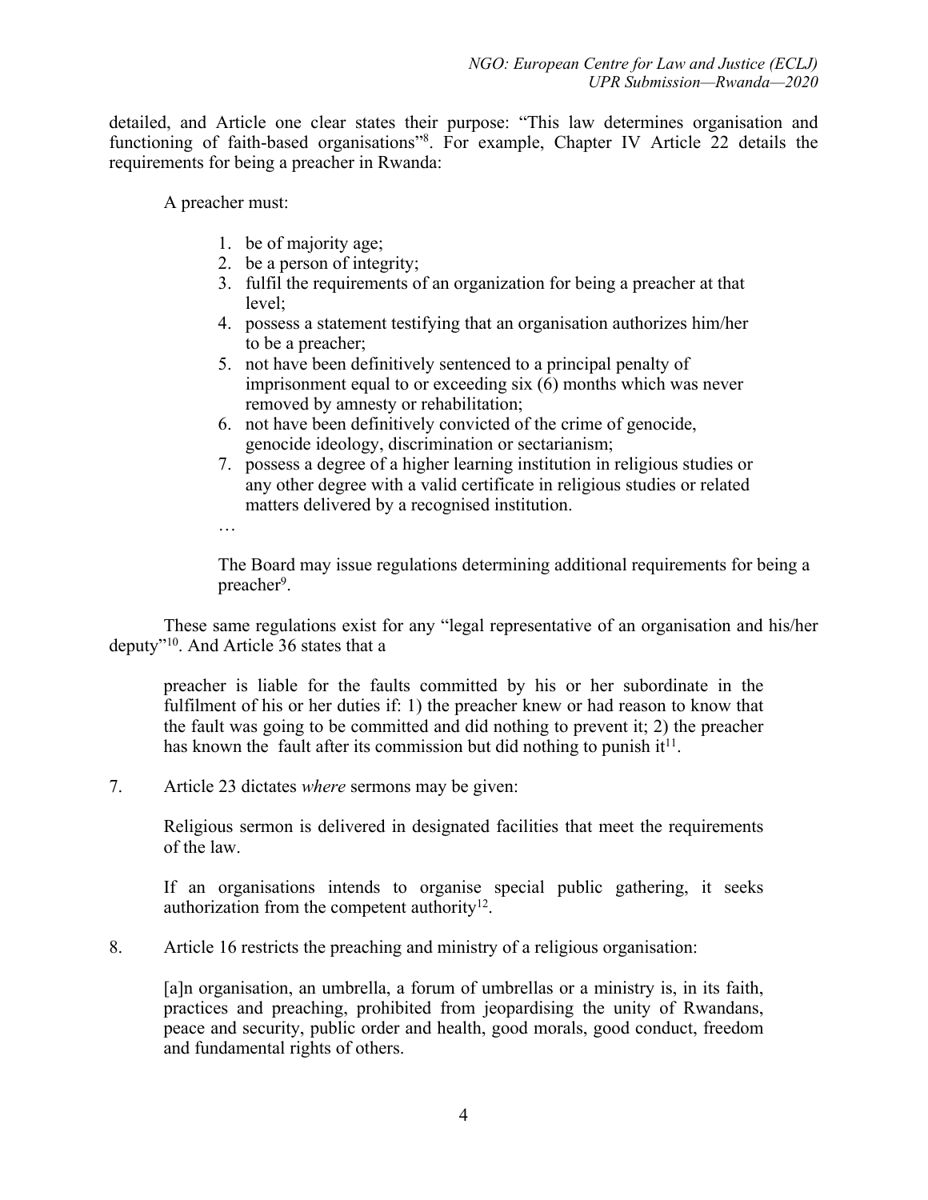detailed, and Article one clear states their purpose: "This law determines organisation and functioning of faith-based organisations"[8]. For example, Chapter IV Article 22 details the requirements for being a preacher in Rwanda:

> A preacher must:
>
> 1. be of majority age;
> 2. be a person of integrity;
> 3. fulfil the requirements of an organization for being a preacher at that level;
> 4. possess a statement testifying that an organisation authorizes him/her to be a preacher;
> 5. not have been definitively sentenced to a principal penalty of imprisonment equal to or exceeding six (6) months which was never removed by amnesty or rehabilitation;
> 6. not have been definitively convicted of the crime of genocide, genocide ideology, discrimination or sectarianism;
> 7. possess a degree of a higher learning institution in religious studies or any other degree with a valid certificate in religious studies or related matters delivered by a recognised institution.
>
> …
>
> The Board may issue regulations determining additional requirements for being a preacher[9].

These same regulations exist for any "legal representative of an organisation and his/her deputy"[10]. And Article 36 states that a

> preacher is liable for the faults committed by his or her subordinate in the fulfilment of his or her duties if: 1) the preacher knew or had reason to know that the fault was going to be committed and did nothing to prevent it; 2) the preacher has known the fault after its commission but did nothing to punish it[11].

7. Article 23 dictates *where* sermons may be given:

> Religious sermon is delivered in designated facilities that meet the requirements of the law.
>
> If an organisations intends to organise special public gathering, it seeks authorization from the competent authority[12].

8. Article 16 restricts the preaching and ministry of a religious organisation:

> [a]n organisation, an umbrella, a forum of umbrellas or a ministry is, in its faith, practices and preaching, prohibited from jeopardising the unity of Rwandans, peace and security, public order and health, good morals, good conduct, freedom and fundamental rights of others.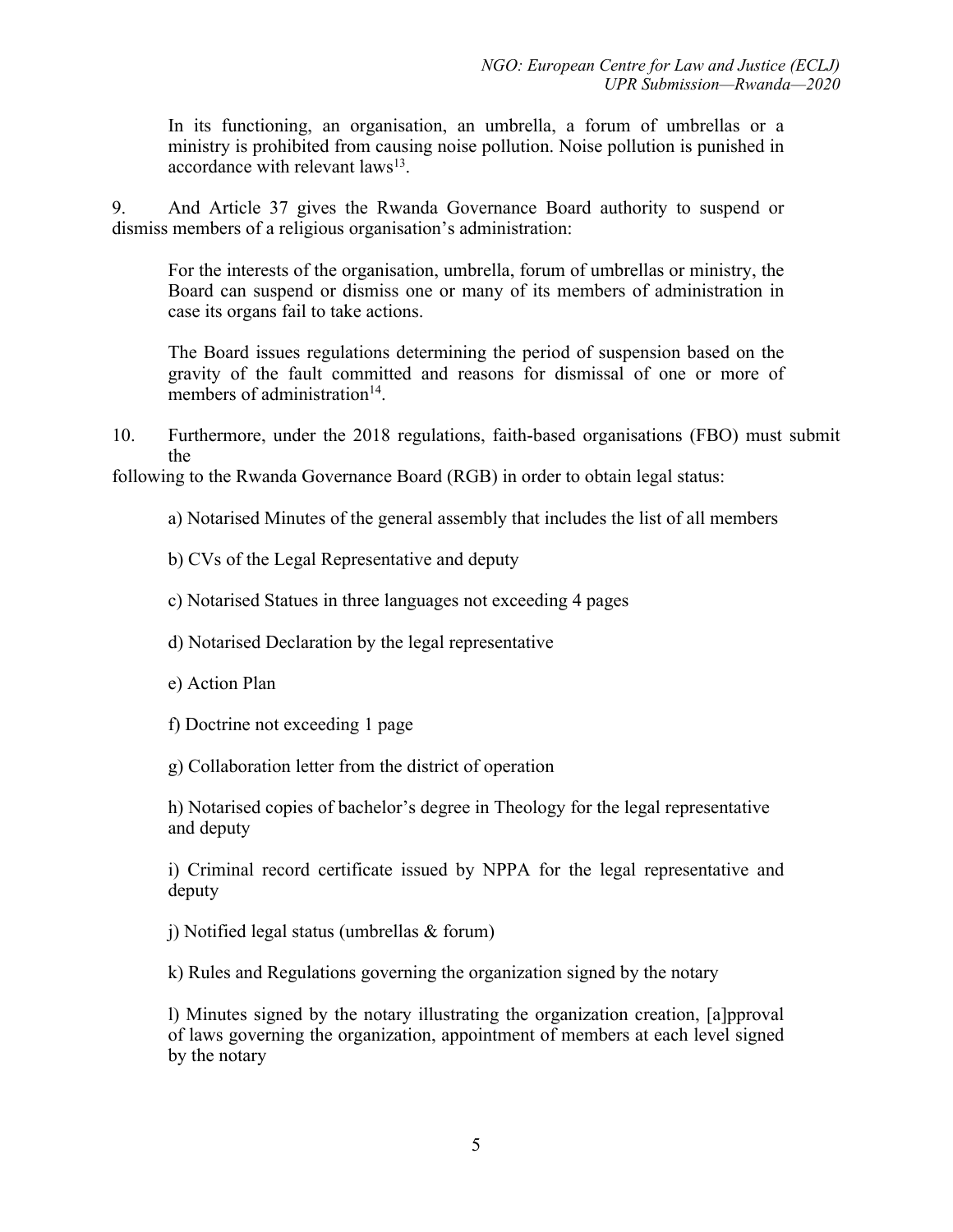> In its functioning, an organisation, an umbrella, a forum of umbrellas or a ministry is prohibited from causing noise pollution. Noise pollution is punished in accordance with relevant laws[13].

9. And Article 37 gives the Rwanda Governance Board authority to suspend or dismiss members of a religious organisation's administration:

> For the interests of the organisation, umbrella, forum of umbrellas or ministry, the Board can suspend or dismiss one or many of its members of administration in case its organs fail to take actions.
>
> The Board issues regulations determining the period of suspension based on the gravity of the fault committed and reasons for dismissal of one or more of members of administration[14].

10. Furthermore, under the 2018 regulations, faith-based organisations (FBO) must submit the following to the Rwanda Governance Board (RGB) in order to obtain legal status:

> a) Notarised Minutes of the general assembly that includes the list of all members
>
> b) CVs of the Legal Representative and deputy
>
> c) Notarised Statues in three languages not exceeding 4 pages
>
> d) Notarised Declaration by the legal representative
>
> e) Action Plan
>
> f) Doctrine not exceeding 1 page
>
> g) Collaboration letter from the district of operation
>
> h) Notarised copies of bachelor's degree in Theology for the legal representative and deputy
>
> i) Criminal record certificate issued by NPPA for the legal representative and deputy
>
> j) Notified legal status (umbrellas & forum)
>
> k) Rules and Regulations governing the organization signed by the notary
>
> l) Minutes signed by the notary illustrating the organization creation, [a]pproval of laws governing the organization, appointment of members at each level signed by the notary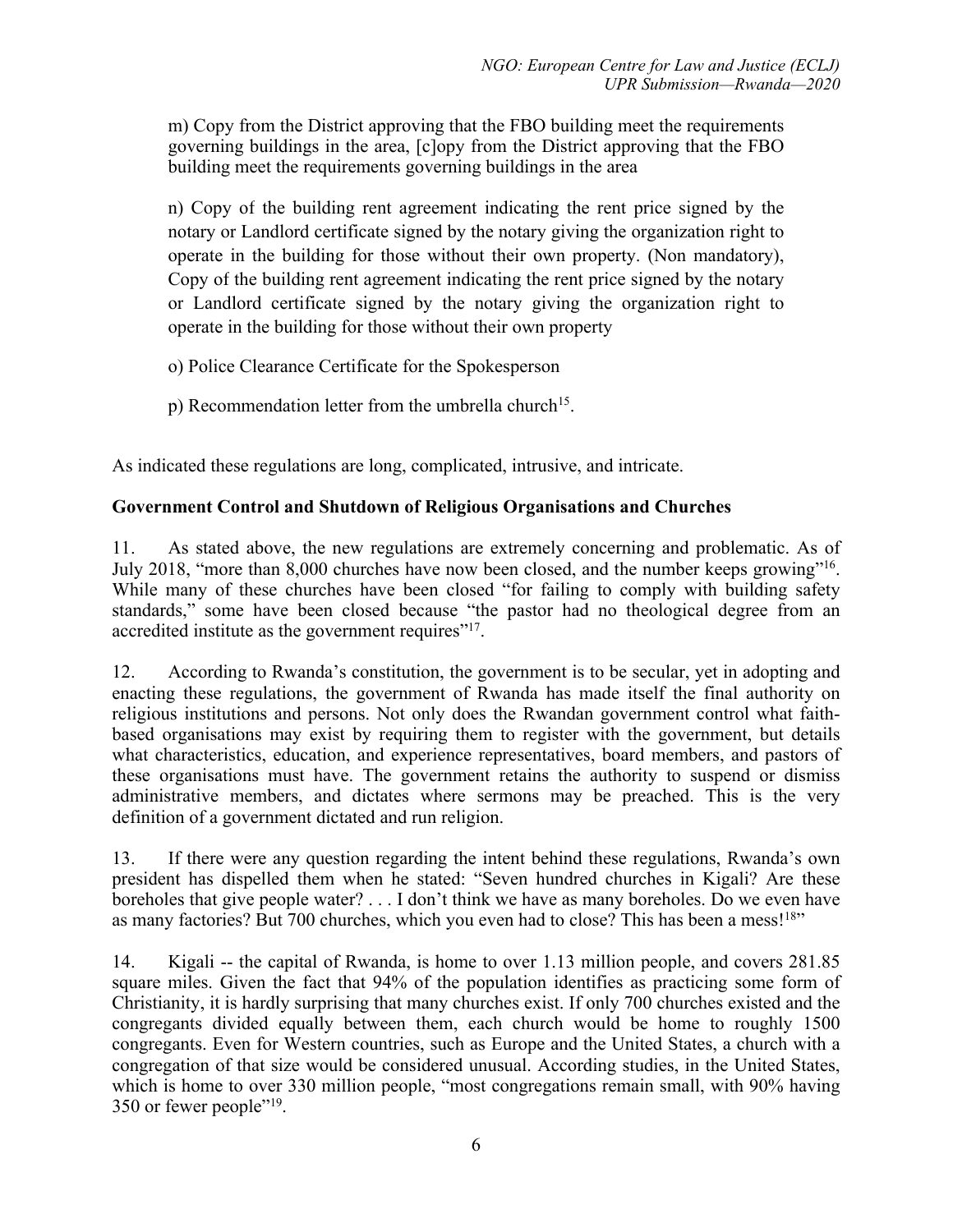m) Copy from the District approving that the FBO building meet the requirements governing buildings in the area, [c]opy from the District approving that the FBO building meet the requirements governing buildings in the area

n) Copy of the building rent agreement indicating the rent price signed by the notary or Landlord certificate signed by the notary giving the organization right to operate in the building for those without their own property. (Non mandatory), Copy of the building rent agreement indicating the rent price signed by the notary or Landlord certificate signed by the notary giving the organization right to operate in the building for those without their own property

o) Police Clearance Certificate for the Spokesperson

p) Recommendation letter from the umbrella church[15].

As indicated these regulations are long, complicated, intrusive, and intricate.

**Government Control and Shutdown of Religious Organisations and Churches**

11. As stated above, the new regulations are extremely concerning and problematic. As of July 2018, "more than 8,000 churches have now been closed, and the number keeps growing"[16]. While many of these churches have been closed "for failing to comply with building safety standards," some have been closed because "the pastor had no theological degree from an accredited institute as the government requires"[17].

12. According to Rwanda's constitution, the government is to be secular, yet in adopting and enacting these regulations, the government of Rwanda has made itself the final authority on religious institutions and persons. Not only does the Rwandan government control what faith-based organisations may exist by requiring them to register with the government, but details what characteristics, education, and experience representatives, board members, and pastors of these organisations must have. The government retains the authority to suspend or dismiss administrative members, and dictates where sermons may be preached. This is the very definition of a government dictated and run religion.

13. If there were any question regarding the intent behind these regulations, Rwanda's own president has dispelled them when he stated: "Seven hundred churches in Kigali? Are these boreholes that give people water? . . . I don't think we have as many boreholes. Do we even have as many factories? But 700 churches, which you even had to close? This has been a mess![18]"

14. Kigali -- the capital of Rwanda, is home to over 1.13 million people, and covers 281.85 square miles. Given the fact that 94% of the population identifies as practicing some form of Christianity, it is hardly surprising that many churches exist. If only 700 churches existed and the congregants divided equally between them, each church would be home to roughly 1500 congregants. Even for Western countries, such as Europe and the United States, a church with a congregation of that size would be considered unusual. According studies, in the United States, which is home to over 330 million people, "most congregations remain small, with 90% having 350 or fewer people"[19].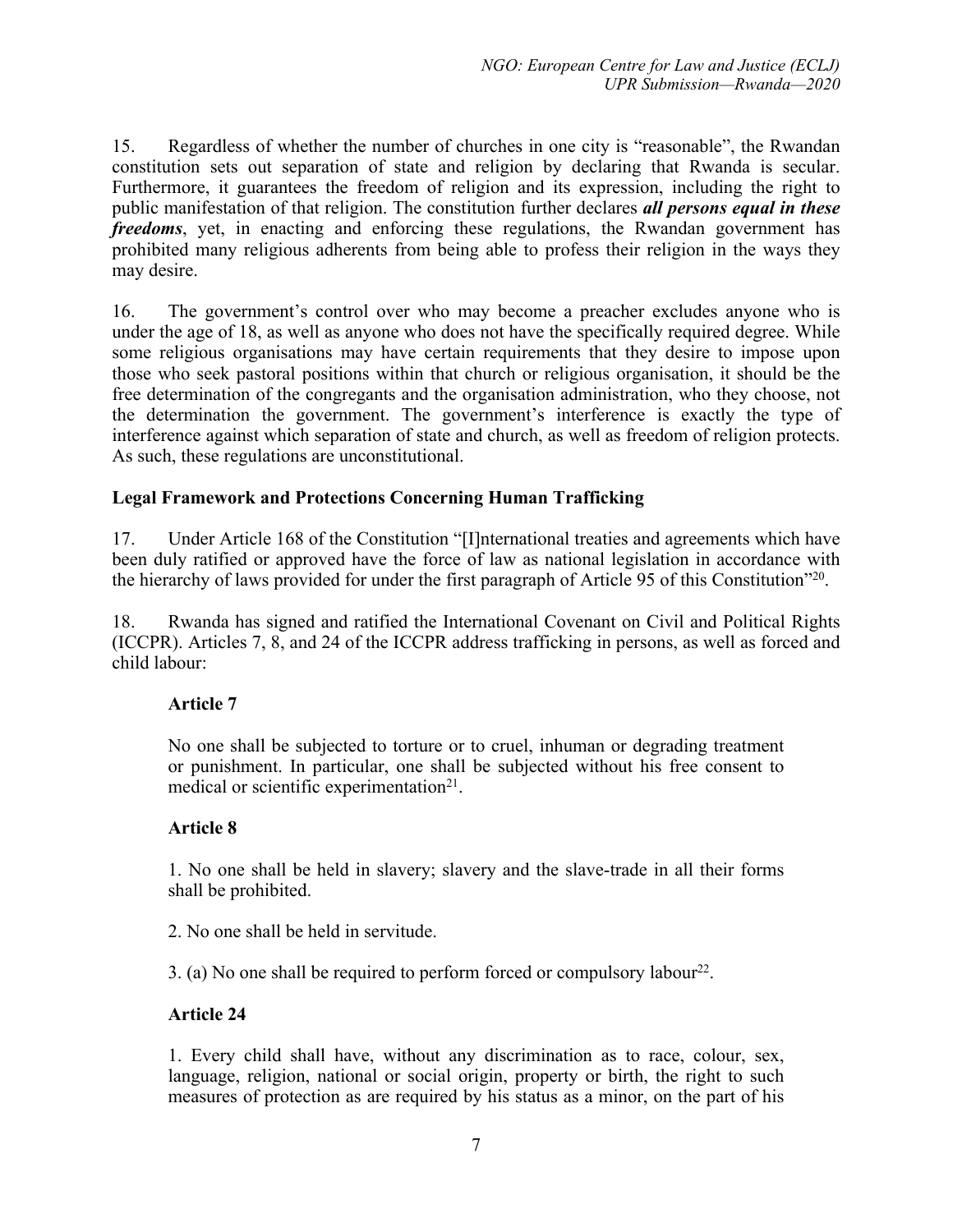15. Regardless of whether the number of churches in one city is "reasonable", the Rwandan constitution sets out separation of state and religion by declaring that Rwanda is secular. Furthermore, it guarantees the freedom of religion and its expression, including the right to public manifestation of that religion. The constitution further declares ***all persons equal in these freedoms***, yet, in enacting and enforcing these regulations, the Rwandan government has prohibited many religious adherents from being able to profess their religion in the ways they may desire.

16. The government's control over who may become a preacher excludes anyone who is under the age of 18, as well as anyone who does not have the specifically required degree. While some religious organisations may have certain requirements that they desire to impose upon those who seek pastoral positions within that church or religious organisation, it should be the free determination of the congregants and the organisation administration, who they choose, not the determination the government. The government's interference is exactly the type of interference against which separation of state and church, as well as freedom of religion protects. As such, these regulations are unconstitutional.

**Legal Framework and Protections Concerning Human Trafficking**

17. Under Article 168 of the Constitution "[I]nternational treaties and agreements which have been duly ratified or approved have the force of law as national legislation in accordance with the hierarchy of laws provided for under the first paragraph of Article 95 of this Constitution"[20].

18. Rwanda has signed and ratified the International Covenant on Civil and Political Rights (ICCPR). Articles 7, 8, and 24 of the ICCPR address trafficking in persons, as well as forced and child labour:

> **Article 7**
>
> No one shall be subjected to torture or to cruel, inhuman or degrading treatment or punishment. In particular, one shall be subjected without his free consent to medical or scientific experimentation[21].
>
> **Article 8**
>
> 1. No one shall be held in slavery; slavery and the slave-trade in all their forms shall be prohibited.
>
> 2. No one shall be held in servitude.
>
> 3. (a) No one shall be required to perform forced or compulsory labour[22].
>
> **Article 24**
>
> 1. Every child shall have, without any discrimination as to race, colour, sex, language, religion, national or social origin, property or birth, the right to such measures of protection as are required by his status as a minor, on the part of his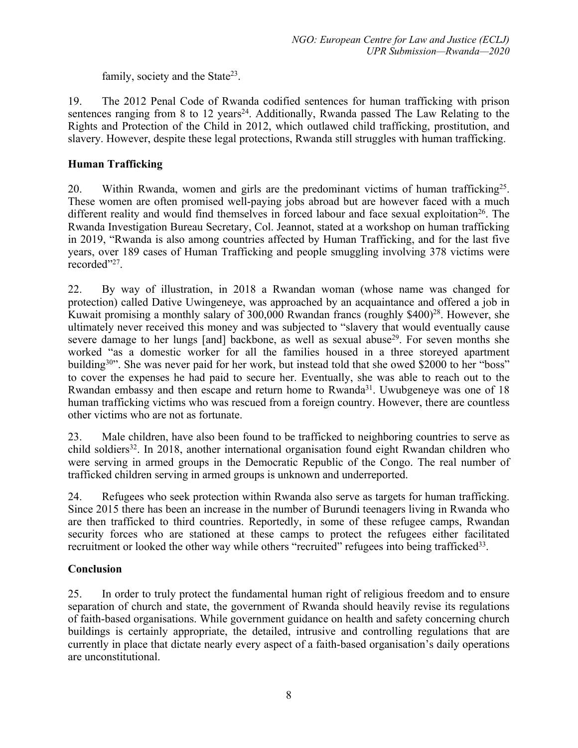family, society and the State[23].

19. The 2012 Penal Code of Rwanda codified sentences for human trafficking with prison sentences ranging from 8 to 12 years[24]. Additionally, Rwanda passed The Law Relating to the Rights and Protection of the Child in 2012, which outlawed child trafficking, prostitution, and slavery. However, despite these legal protections, Rwanda still struggles with human trafficking.

## Human Trafficking

20. Within Rwanda, women and girls are the predominant victims of human trafficking[25]. These women are often promised well-paying jobs abroad but are however faced with a much different reality and would find themselves in forced labour and face sexual exploitation[26]. The Rwanda Investigation Bureau Secretary, Col. Jeannot, stated at a workshop on human trafficking in 2019, "Rwanda is also among countries affected by Human Trafficking, and for the last five years, over 189 cases of Human Trafficking and people smuggling involving 378 victims were recorded"[27].

22. By way of illustration, in 2018 a Rwandan woman (whose name was changed for protection) called Dative Uwingeneye, was approached by an acquaintance and offered a job in Kuwait promising a monthly salary of 300,000 Rwandan francs (roughly $400)[28]. However, she ultimately never received this money and was subjected to "slavery that would eventually cause severe damage to her lungs [and] backbone, as well as sexual abuse[29]. For seven months she worked "as a domestic worker for all the families housed in a three storeyed apartment building[30]". She was never paid for her work, but instead told that she owed $2000 to her "boss" to cover the expenses he had paid to secure her. Eventually, she was able to reach out to the Rwandan embassy and then escape and return home to Rwanda[31]. Uwubgeneye was one of 18 human trafficking victims who was rescued from a foreign country. However, there are countless other victims who are not as fortunate.

23. Male children, have also been found to be trafficked to neighboring countries to serve as child soldiers[32]. In 2018, another international organisation found eight Rwandan children who were serving in armed groups in the Democratic Republic of the Congo. The real number of trafficked children serving in armed groups is unknown and underreported.

24. Refugees who seek protection within Rwanda also serve as targets for human trafficking. Since 2015 there has been an increase in the number of Burundi teenagers living in Rwanda who are then trafficked to third countries. Reportedly, in some of these refugee camps, Rwandan security forces who are stationed at these camps to protect the refugees either facilitated recruitment or looked the other way while others "recruited" refugees into being trafficked[33].

## Conclusion

25. In order to truly protect the fundamental human right of religious freedom and to ensure separation of church and state, the government of Rwanda should heavily revise its regulations of faith-based organisations. While government guidance on health and safety concerning church buildings is certainly appropriate, the detailed, intrusive and controlling regulations that are currently in place that dictate nearly every aspect of a faith-based organisation's daily operations are unconstitutional.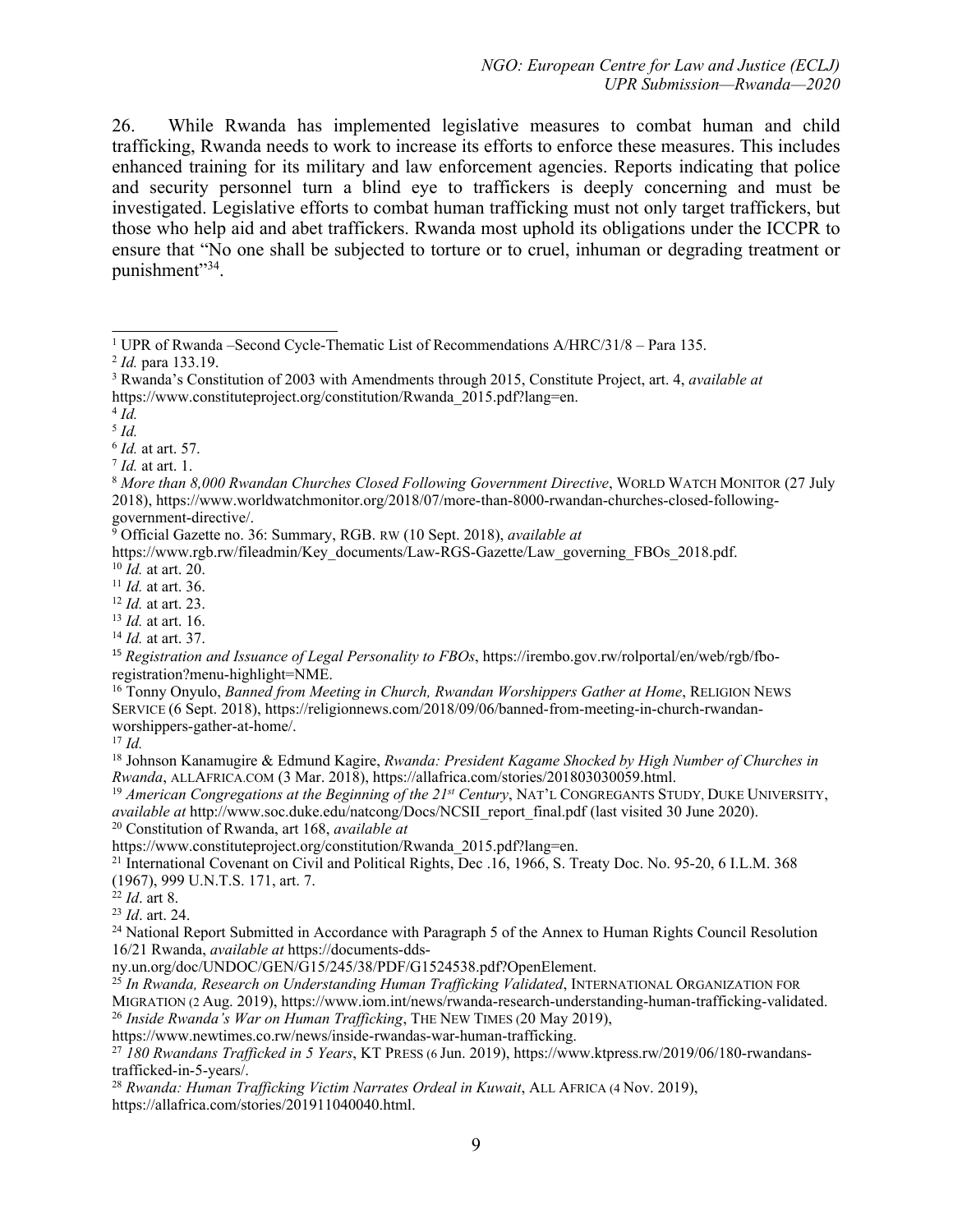26. While Rwanda has implemented legislative measures to combat human and child trafficking, Rwanda needs to work to increase its efforts to enforce these measures. This includes enhanced training for its military and law enforcement agencies. Reports indicating that police and security personnel turn a blind eye to traffickers is deeply concerning and must be investigated. Legislative efforts to combat human trafficking must not only target traffickers, but those who help aid and abet traffickers. Rwanda most uphold its obligations under the ICCPR to ensure that "No one shall be subjected to torture or to cruel, inhuman or degrading treatment or punishment"[34].

---

[1] UPR of Rwanda –Second Cycle-Thematic List of Recommendations A/HRC/31/8 – Para 135.

[2] *Id.* para 133.19.

[3] Rwanda's Constitution of 2003 with Amendments through 2015, Constitute Project, art. 4, *available at* https://www.constituteproject.org/constitution/Rwanda_2015.pdf?lang=en.

[4] *Id.*

[5] *Id.*

[6] *Id.* at art. 57.

[7] *Id.* at art. 1.

[8] *More than 8,000 Rwandan Churches Closed Following Government Directive*, WORLD WATCH MONITOR (27 July 2018), https://www.worldwatchmonitor.org/2018/07/more-than-8000-rwandan-churches-closed-following-government-directive/.

[9] Official Gazette no. 36: Summary, RGB. RW (10 Sept. 2018), *available at* https://www.rgb.rw/fileadmin/Key_documents/Law-RGS-Gazette/Law_governing_FBOs_2018.pdf.

[10] *Id.* at art. 20.

[11] *Id.* at art. 36.

[12] *Id.* at art. 23.

[13] *Id.* at art. 16.

[14] *Id.* at art. 37.

[15] *Registration and Issuance of Legal Personality to FBOs*, https://irembo.gov.rw/rolportal/en/web/rgb/fbo-registration?menu-highlight=NME.

[16] Tonny Onyulo, *Banned from Meeting in Church, Rwandan Worshippers Gather at Home*, RELIGION NEWS SERVICE (6 Sept. 2018), https://religionnews.com/2018/09/06/banned-from-meeting-in-church-rwandan-worshippers-gather-at-home/.

[17] *Id.*

[18] Johnson Kanamugire & Edmund Kagire, *Rwanda: President Kagame Shocked by High Number of Churches in Rwanda*, ALLAFRICA.COM (3 Mar. 2018), https://allafrica.com/stories/201803030059.html.

[19] *American Congregations at the Beginning of the 21st Century*, NAT'L CONGREGANTS STUDY, DUKE UNIVERSITY, *available at* http://www.soc.duke.edu/natcong/Docs/NCSII_report_final.pdf (last visited 30 June 2020).

[20] Constitution of Rwanda, art 168, *available at* https://www.constituteproject.org/constitution/Rwanda_2015.pdf?lang=en.

[21] International Covenant on Civil and Political Rights, Dec .16, 1966, S. Treaty Doc. No. 95-20, 6 I.L.M. 368 (1967), 999 U.N.T.S. 171, art. 7.

[22] *Id*. art 8.

[23] *Id*. art. 24.

[24] National Report Submitted in Accordance with Paragraph 5 of the Annex to Human Rights Council Resolution 16/21 Rwanda, *available at* https://documents-dds-ny.un.org/doc/UNDOC/GEN/G15/245/38/PDF/G1524538.pdf?OpenElement.

[25] *In Rwanda, Research on Understanding Human Trafficking Validated*, INTERNATIONAL ORGANIZATION FOR MIGRATION (2 Aug. 2019), https://www.iom.int/news/rwanda-research-understanding-human-trafficking-validated.

[26] *Inside Rwanda's War on Human Trafficking*, THE NEW TIMES (20 May 2019), https://www.newtimes.co.rw/news/inside-rwandas-war-human-trafficking.

[27] *180 Rwandans Trafficked in 5 Years*, KT PRESS (6 Jun. 2019), https://www.ktpress.rw/2019/06/180-rwandans-trafficked-in-5-years/.

[28] *Rwanda: Human Trafficking Victim Narrates Ordeal in Kuwait*, ALL AFRICA (4 Nov. 2019), https://allafrica.com/stories/201911040040.html.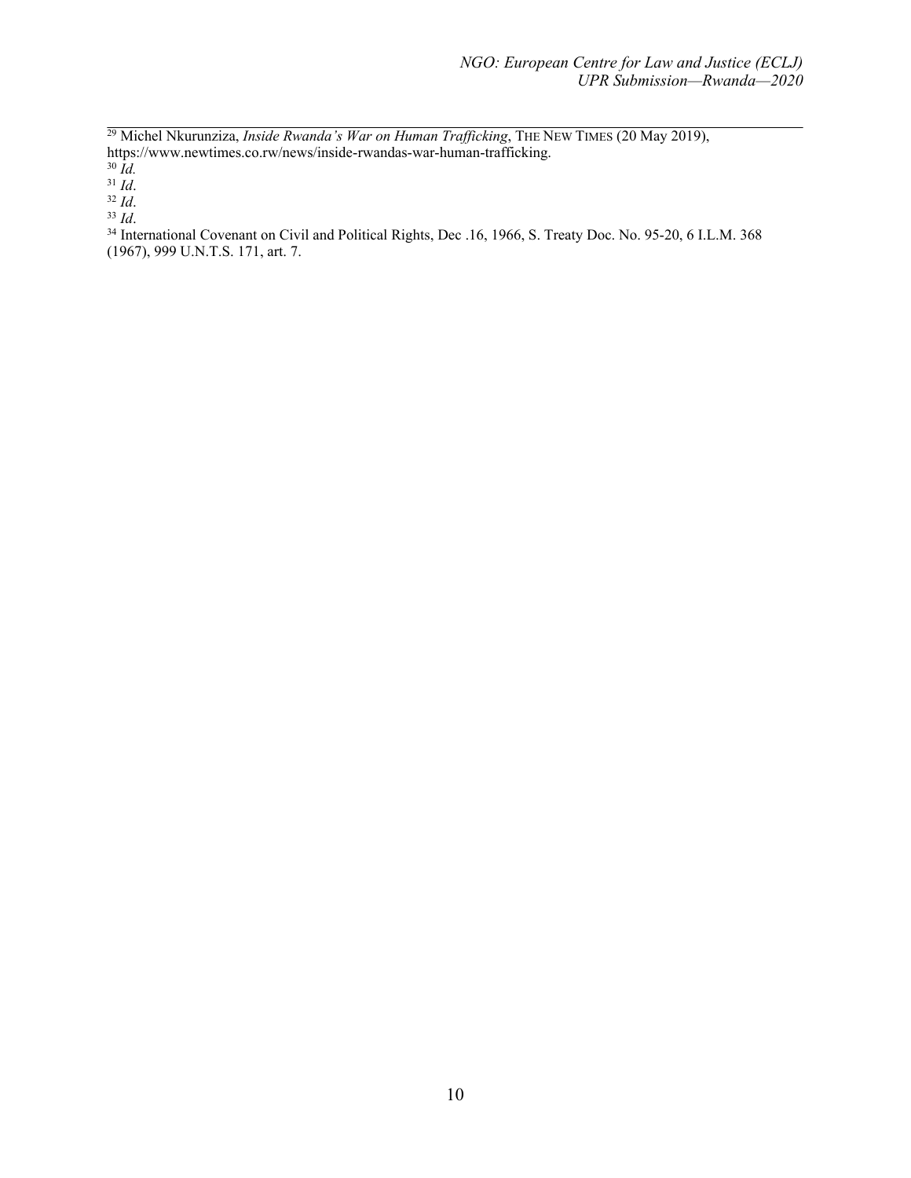[29] Michel Nkurunziza, *Inside Rwanda's War on Human Trafficking*, THE NEW TIMES (20 May 2019), https://www.newtimes.co.rw/news/inside-rwandas-war-human-trafficking.

[30] *Id.*

[31] *Id*.

[32] *Id*.

[33] *Id*.

[34] International Covenant on Civil and Political Rights, Dec .16, 1966, S. Treaty Doc. No. 95-20, 6 I.L.M. 368 (1967), 999 U.N.T.S. 171, art. 7.